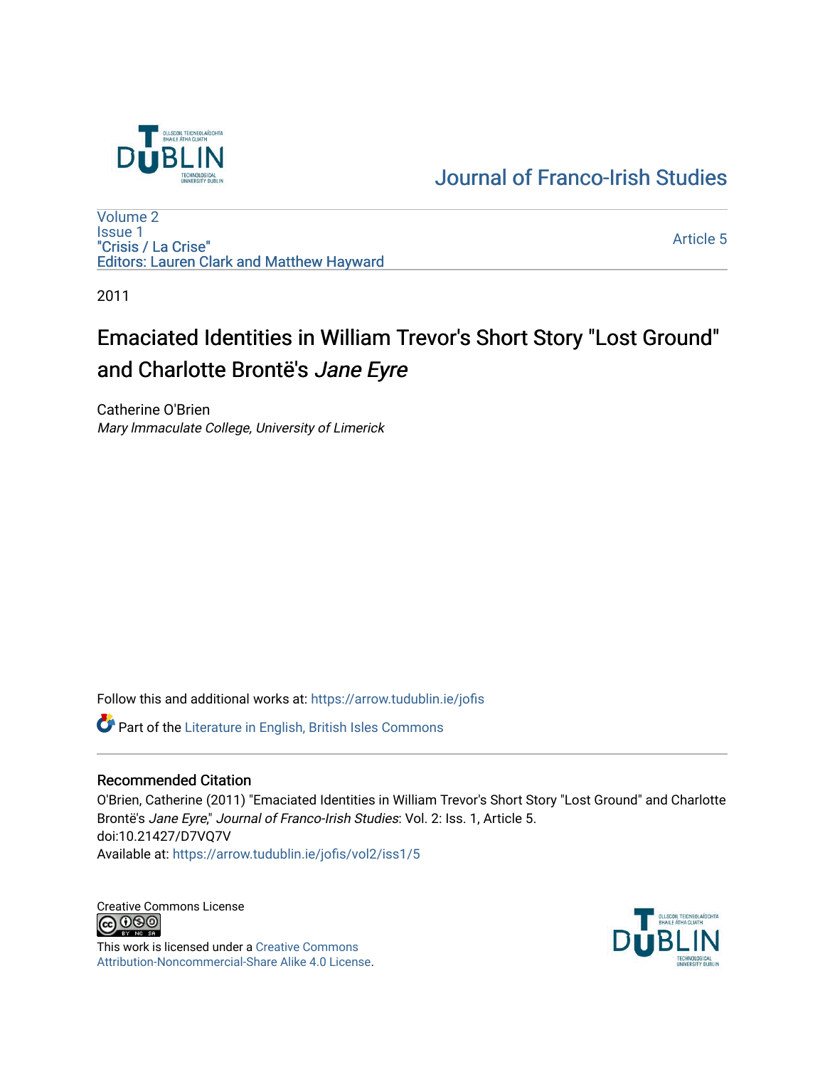Journal of Franco-Irish Studies

Volume 2
Issue 1
"Crisis / La Crise"
Editors: Lauren Clark and Matthew Hayward

Article 5

2011

# Emaciated Identities in William Trevor's Short Story "Lost Ground" and Charlotte Brontë's *Jane Eyre*

Catherine O'Brien
*Mary Immaculate College, University of Limerick*

Follow this and additional works at: https://arrow.tudublin.ie/jofis

Part of the Literature in English, British Isles Commons

## Recommended Citation

O'Brien, Catherine (2011) "Emaciated Identities in William Trevor's Short Story "Lost Ground" and Charlotte Brontë's *Jane Eyre*," *Journal of Franco-Irish Studies*: Vol. 2: Iss. 1, Article 5.
doi:10.21427/D7VQ7V
Available at: https://arrow.tudublin.ie/jofis/vol2/iss1/5

Creative Commons License

This work is licensed under a Creative Commons Attribution-Noncommercial-Share Alike 4.0 License.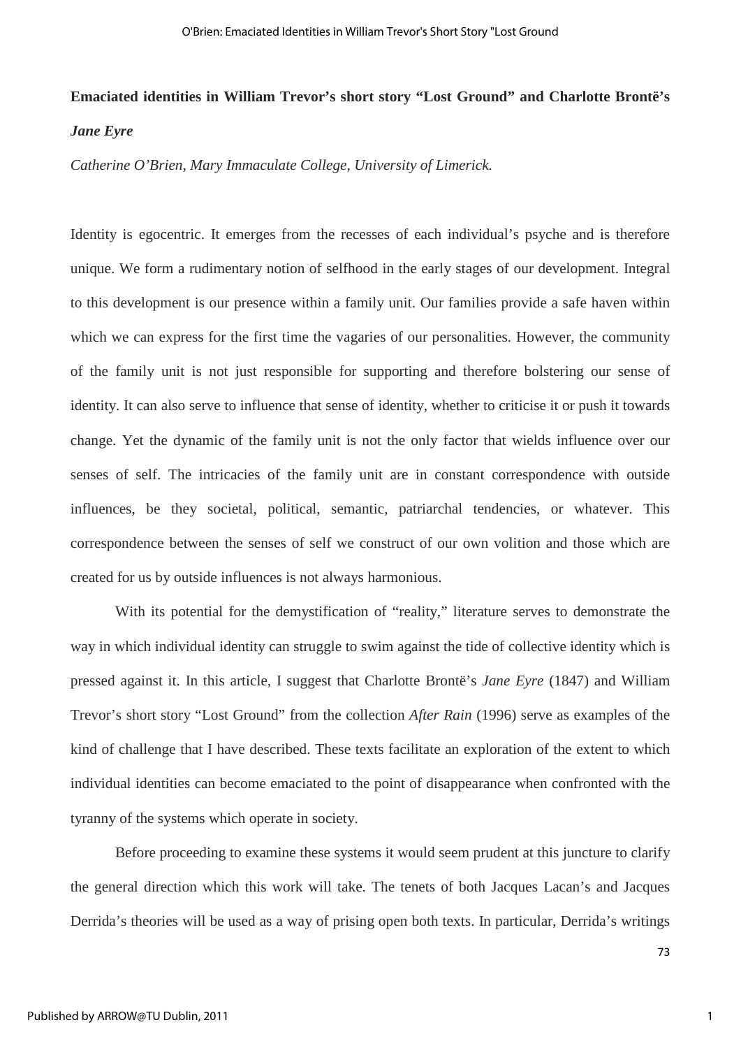**Emaciated identities in William Trevor's short story "Lost Ground" and Charlotte Brontë's *Jane Eyre***

*Catherine O'Brien, Mary Immaculate College, University of Limerick.*

Identity is egocentric. It emerges from the recesses of each individual's psyche and is therefore unique. We form a rudimentary notion of selfhood in the early stages of our development. Integral to this development is our presence within a family unit. Our families provide a safe haven within which we can express for the first time the vagaries of our personalities. However, the community of the family unit is not just responsible for supporting and therefore bolstering our sense of identity. It can also serve to influence that sense of identity, whether to criticise it or push it towards change. Yet the dynamic of the family unit is not the only factor that wields influence over our senses of self. The intricacies of the family unit are in constant correspondence with outside influences, be they societal, political, semantic, patriarchal tendencies, or whatever. This correspondence between the senses of self we construct of our own volition and those which are created for us by outside influences is not always harmonious.

With its potential for the demystification of "reality," literature serves to demonstrate the way in which individual identity can struggle to swim against the tide of collective identity which is pressed against it. In this article, I suggest that Charlotte Brontë's *Jane Eyre* (1847) and William Trevor's short story "Lost Ground" from the collection *After Rain* (1996) serve as examples of the kind of challenge that I have described. These texts facilitate an exploration of the extent to which individual identities can become emaciated to the point of disappearance when confronted with the tyranny of the systems which operate in society.

Before proceeding to examine these systems it would seem prudent at this juncture to clarify the general direction which this work will take. The tenets of both Jacques Lacan's and Jacques Derrida's theories will be used as a way of prising open both texts. In particular, Derrida's writings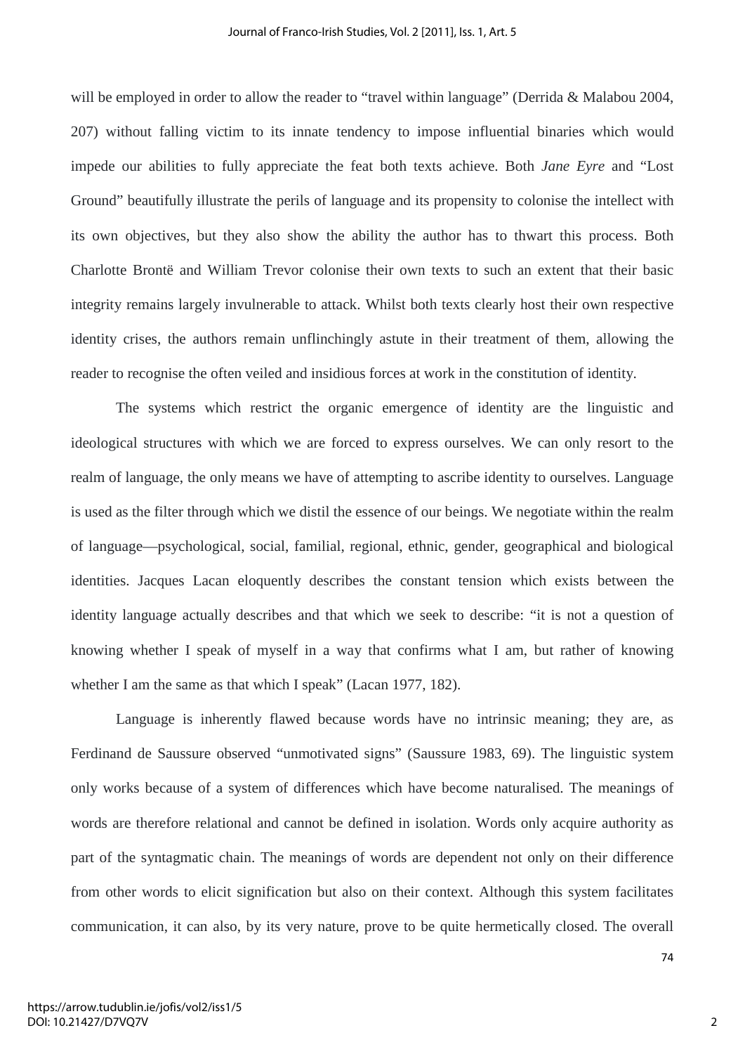will be employed in order to allow the reader to "travel within language" (Derrida & Malabou 2004, 207) without falling victim to its innate tendency to impose influential binaries which would impede our abilities to fully appreciate the feat both texts achieve. Both *Jane Eyre* and "Lost Ground" beautifully illustrate the perils of language and its propensity to colonise the intellect with its own objectives, but they also show the ability the author has to thwart this process. Both Charlotte Brontë and William Trevor colonise their own texts to such an extent that their basic integrity remains largely invulnerable to attack. Whilst both texts clearly host their own respective identity crises, the authors remain unflinchingly astute in their treatment of them, allowing the reader to recognise the often veiled and insidious forces at work in the constitution of identity.

The systems which restrict the organic emergence of identity are the linguistic and ideological structures with which we are forced to express ourselves. We can only resort to the realm of language, the only means we have of attempting to ascribe identity to ourselves. Language is used as the filter through which we distil the essence of our beings. We negotiate within the realm of language—psychological, social, familial, regional, ethnic, gender, geographical and biological identities. Jacques Lacan eloquently describes the constant tension which exists between the identity language actually describes and that which we seek to describe: "it is not a question of knowing whether I speak of myself in a way that confirms what I am, but rather of knowing whether I am the same as that which I speak" (Lacan 1977, 182).

Language is inherently flawed because words have no intrinsic meaning; they are, as Ferdinand de Saussure observed "unmotivated signs" (Saussure 1983, 69). The linguistic system only works because of a system of differences which have become naturalised. The meanings of words are therefore relational and cannot be defined in isolation. Words only acquire authority as part of the syntagmatic chain. The meanings of words are dependent not only on their difference from other words to elicit signification but also on their context. Although this system facilitates communication, it can also, by its very nature, prove to be quite hermetically closed. The overall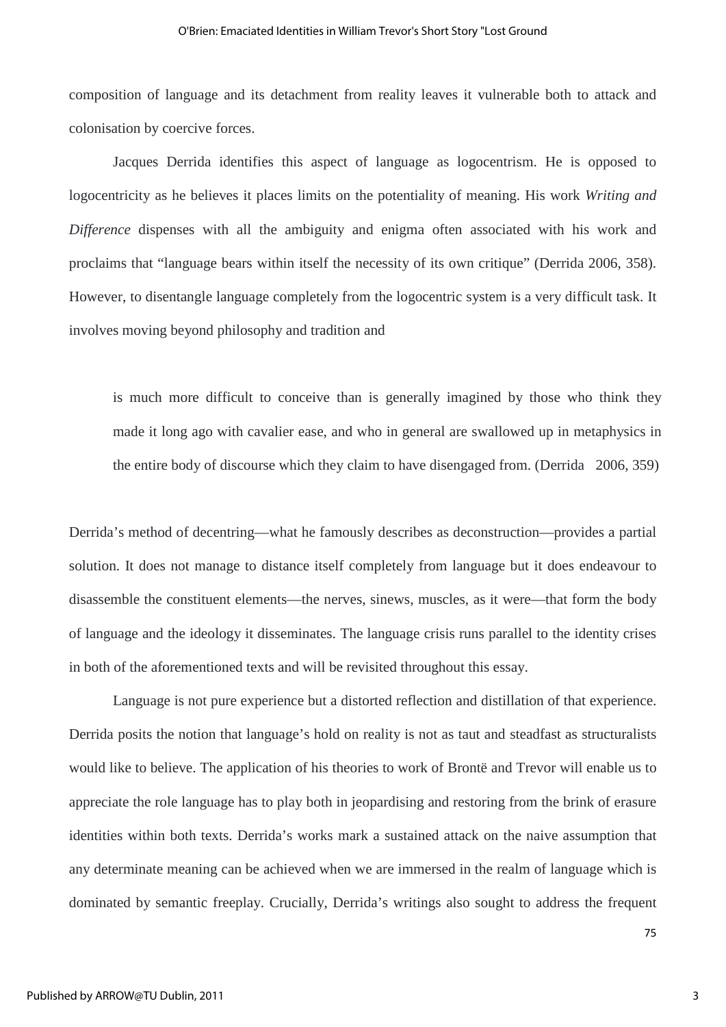composition of language and its detachment from reality leaves it vulnerable both to attack and colonisation by coercive forces.

Jacques Derrida identifies this aspect of language as logocentrism. He is opposed to logocentricity as he believes it places limits on the potentiality of meaning. His work *Writing and Difference* dispenses with all the ambiguity and enigma often associated with his work and proclaims that "language bears within itself the necessity of its own critique" (Derrida 2006, 358). However, to disentangle language completely from the logocentric system is a very difficult task. It involves moving beyond philosophy and tradition and

> is much more difficult to conceive than is generally imagined by those who think they made it long ago with cavalier ease, and who in general are swallowed up in metaphysics in the entire body of discourse which they claim to have disengaged from. (Derrida 2006, 359)

Derrida's method of decentring—what he famously describes as deconstruction—provides a partial solution. It does not manage to distance itself completely from language but it does endeavour to disassemble the constituent elements—the nerves, sinews, muscles, as it were—that form the body of language and the ideology it disseminates. The language crisis runs parallel to the identity crises in both of the aforementioned texts and will be revisited throughout this essay.

Language is not pure experience but a distorted reflection and distillation of that experience. Derrida posits the notion that language's hold on reality is not as taut and steadfast as structuralists would like to believe. The application of his theories to work of Brontë and Trevor will enable us to appreciate the role language has to play both in jeopardising and restoring from the brink of erasure identities within both texts. Derrida's works mark a sustained attack on the naive assumption that any determinate meaning can be achieved when we are immersed in the realm of language which is dominated by semantic freeplay. Crucially, Derrida's writings also sought to address the frequent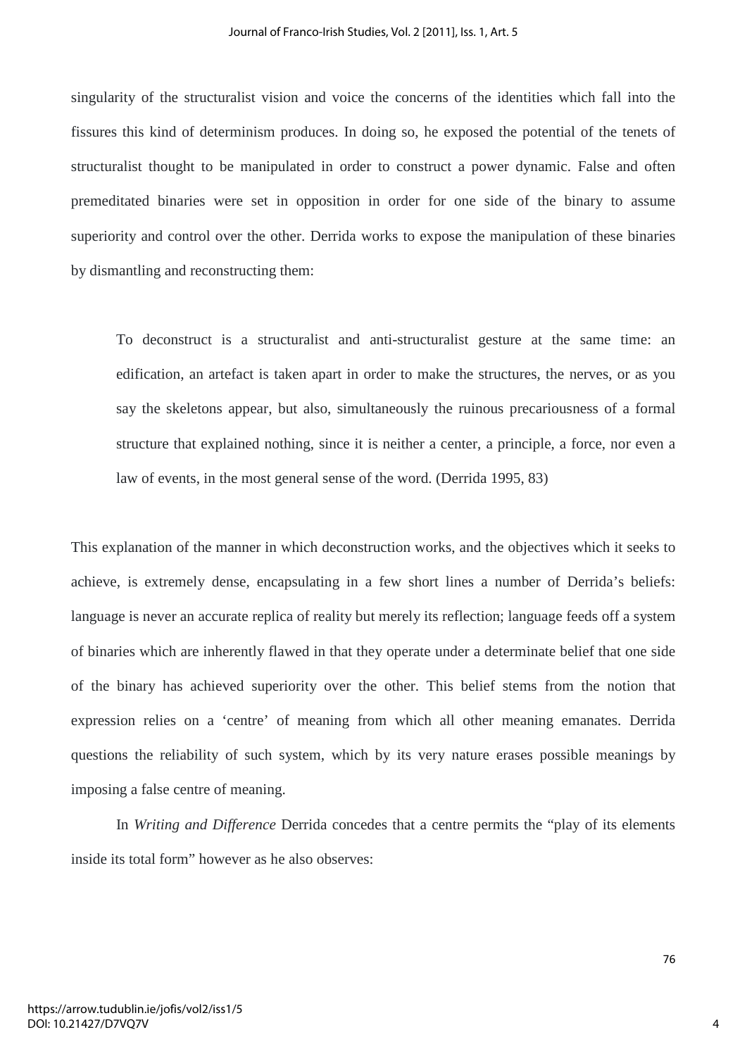singularity of the structuralist vision and voice the concerns of the identities which fall into the fissures this kind of determinism produces. In doing so, he exposed the potential of the tenets of structuralist thought to be manipulated in order to construct a power dynamic. False and often premeditated binaries were set in opposition in order for one side of the binary to assume superiority and control over the other. Derrida works to expose the manipulation of these binaries by dismantling and reconstructing them:

> To deconstruct is a structuralist and anti-structuralist gesture at the same time: an edification, an artefact is taken apart in order to make the structures, the nerves, or as you say the skeletons appear, but also, simultaneously the ruinous precariousness of a formal structure that explained nothing, since it is neither a center, a principle, a force, nor even a law of events, in the most general sense of the word. (Derrida 1995, 83)

This explanation of the manner in which deconstruction works, and the objectives which it seeks to achieve, is extremely dense, encapsulating in a few short lines a number of Derrida's beliefs: language is never an accurate replica of reality but merely its reflection; language feeds off a system of binaries which are inherently flawed in that they operate under a determinate belief that one side of the binary has achieved superiority over the other. This belief stems from the notion that expression relies on a 'centre' of meaning from which all other meaning emanates. Derrida questions the reliability of such system, which by its very nature erases possible meanings by imposing a false centre of meaning.

In *Writing and Difference* Derrida concedes that a centre permits the "play of its elements inside its total form" however as he also observes: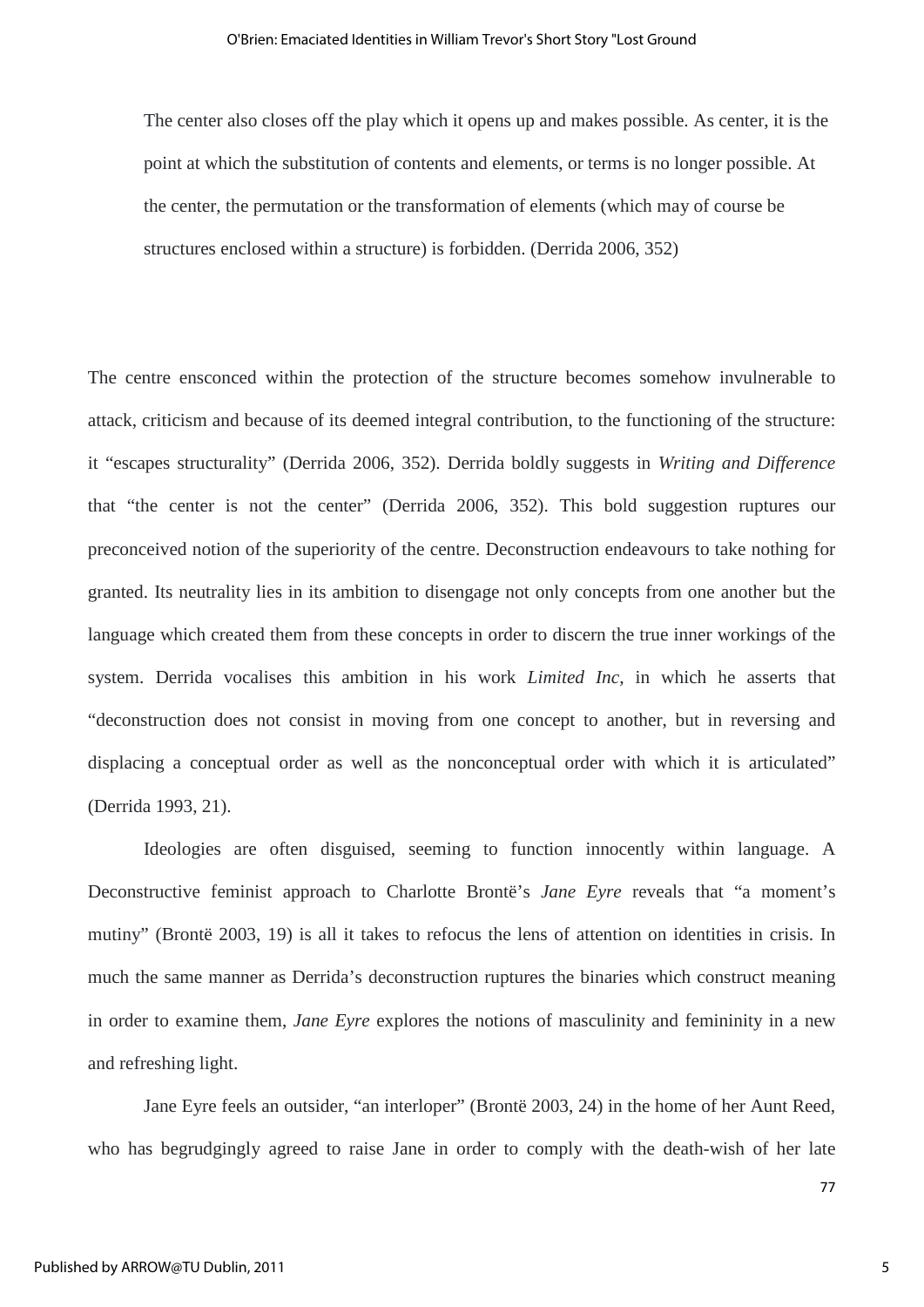> The center also closes off the play which it opens up and makes possible. As center, it is the point at which the substitution of contents and elements, or terms is no longer possible. At the center, the permutation or the transformation of elements (which may of course be structures enclosed within a structure) is forbidden. (Derrida 2006, 352)

The centre ensconced within the protection of the structure becomes somehow invulnerable to attack, criticism and because of its deemed integral contribution, to the functioning of the structure: it "escapes structurality" (Derrida 2006, 352). Derrida boldly suggests in *Writing and Difference* that "the center is not the center" (Derrida 2006, 352). This bold suggestion ruptures our preconceived notion of the superiority of the centre. Deconstruction endeavours to take nothing for granted. Its neutrality lies in its ambition to disengage not only concepts from one another but the language which created them from these concepts in order to discern the true inner workings of the system. Derrida vocalises this ambition in his work *Limited Inc*, in which he asserts that "deconstruction does not consist in moving from one concept to another, but in reversing and displacing a conceptual order as well as the nonconceptual order with which it is articulated" (Derrida 1993, 21).

Ideologies are often disguised, seeming to function innocently within language. A Deconstructive feminist approach to Charlotte Brontë's *Jane Eyre* reveals that "a moment's mutiny" (Brontë 2003, 19) is all it takes to refocus the lens of attention on identities in crisis. In much the same manner as Derrida's deconstruction ruptures the binaries which construct meaning in order to examine them, *Jane Eyre* explores the notions of masculinity and femininity in a new and refreshing light.

Jane Eyre feels an outsider, "an interloper" (Brontë 2003, 24) in the home of her Aunt Reed, who has begrudgingly agreed to raise Jane in order to comply with the death-wish of her late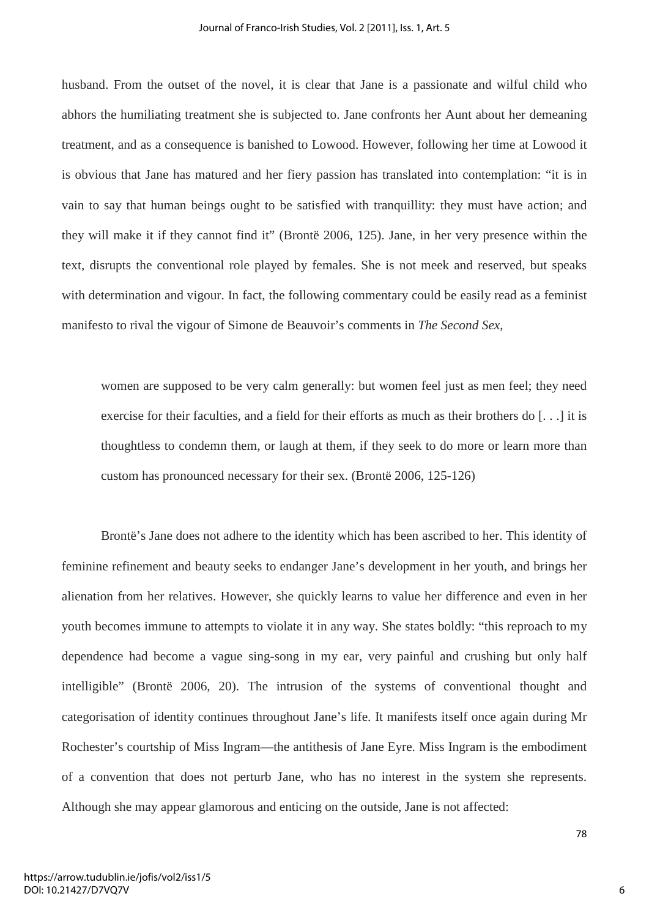husband. From the outset of the novel, it is clear that Jane is a passionate and wilful child who abhors the humiliating treatment she is subjected to. Jane confronts her Aunt about her demeaning treatment, and as a consequence is banished to Lowood. However, following her time at Lowood it is obvious that Jane has matured and her fiery passion has translated into contemplation: "it is in vain to say that human beings ought to be satisfied with tranquillity: they must have action; and they will make it if they cannot find it" (Brontë 2006, 125). Jane, in her very presence within the text, disrupts the conventional role played by females. She is not meek and reserved, but speaks with determination and vigour. In fact, the following commentary could be easily read as a feminist manifesto to rival the vigour of Simone de Beauvoir's comments in *The Second Sex*,

> women are supposed to be very calm generally: but women feel just as men feel; they need exercise for their faculties, and a field for their efforts as much as their brothers do [. . .] it is thoughtless to condemn them, or laugh at them, if they seek to do more or learn more than custom has pronounced necessary for their sex. (Brontë 2006, 125-126)

Brontë's Jane does not adhere to the identity which has been ascribed to her. This identity of feminine refinement and beauty seeks to endanger Jane's development in her youth, and brings her alienation from her relatives. However, she quickly learns to value her difference and even in her youth becomes immune to attempts to violate it in any way. She states boldly: "this reproach to my dependence had become a vague sing-song in my ear, very painful and crushing but only half intelligible" (Brontë 2006, 20). The intrusion of the systems of conventional thought and categorisation of identity continues throughout Jane's life. It manifests itself once again during Mr Rochester's courtship of Miss Ingram—the antithesis of Jane Eyre. Miss Ingram is the embodiment of a convention that does not perturb Jane, who has no interest in the system she represents. Although she may appear glamorous and enticing on the outside, Jane is not affected: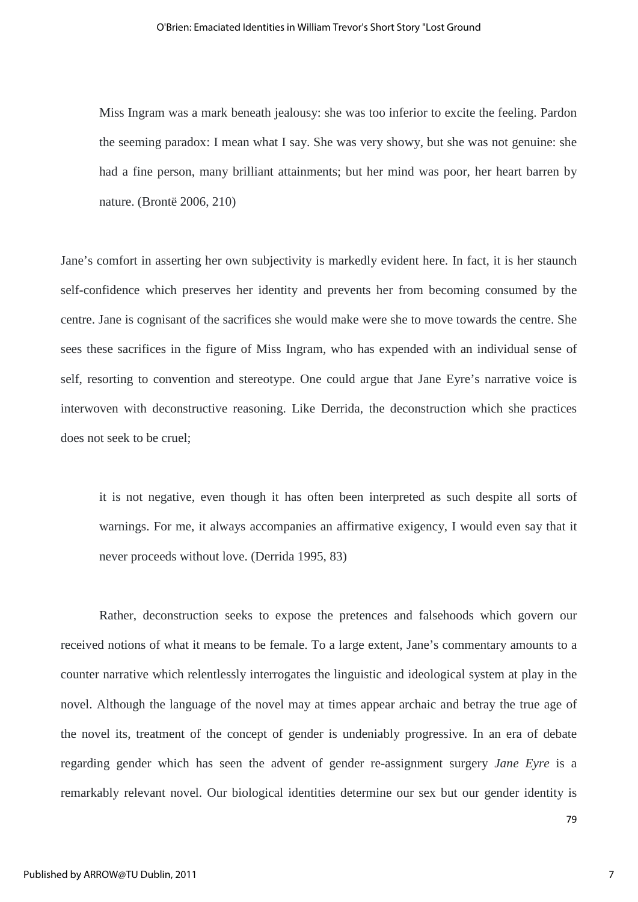> Miss Ingram was a mark beneath jealousy: she was too inferior to excite the feeling. Pardon the seeming paradox: I mean what I say. She was very showy, but she was not genuine: she had a fine person, many brilliant attainments; but her mind was poor, her heart barren by nature. (Brontë 2006, 210)

Jane's comfort in asserting her own subjectivity is markedly evident here. In fact, it is her staunch self-confidence which preserves her identity and prevents her from becoming consumed by the centre. Jane is cognisant of the sacrifices she would make were she to move towards the centre. She sees these sacrifices in the figure of Miss Ingram, who has expended with an individual sense of self, resorting to convention and stereotype. One could argue that Jane Eyre's narrative voice is interwoven with deconstructive reasoning. Like Derrida, the deconstruction which she practices does not seek to be cruel;

> it is not negative, even though it has often been interpreted as such despite all sorts of warnings. For me, it always accompanies an affirmative exigency, I would even say that it never proceeds without love. (Derrida 1995, 83)

Rather, deconstruction seeks to expose the pretences and falsehoods which govern our received notions of what it means to be female. To a large extent, Jane's commentary amounts to a counter narrative which relentlessly interrogates the linguistic and ideological system at play in the novel. Although the language of the novel may at times appear archaic and betray the true age of the novel its, treatment of the concept of gender is undeniably progressive. In an era of debate regarding gender which has seen the advent of gender re-assignment surgery *Jane Eyre* is a remarkably relevant novel. Our biological identities determine our sex but our gender identity is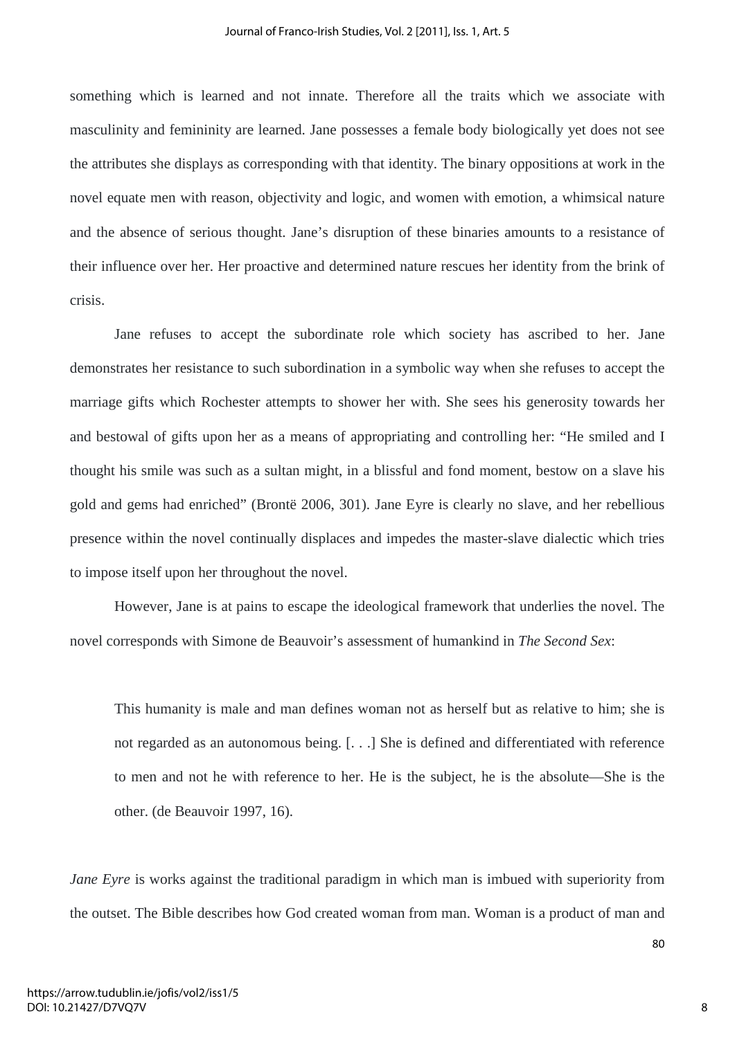something which is learned and not innate. Therefore all the traits which we associate with masculinity and femininity are learned. Jane possesses a female body biologically yet does not see the attributes she displays as corresponding with that identity. The binary oppositions at work in the novel equate men with reason, objectivity and logic, and women with emotion, a whimsical nature and the absence of serious thought. Jane's disruption of these binaries amounts to a resistance of their influence over her. Her proactive and determined nature rescues her identity from the brink of crisis.

Jane refuses to accept the subordinate role which society has ascribed to her. Jane demonstrates her resistance to such subordination in a symbolic way when she refuses to accept the marriage gifts which Rochester attempts to shower her with. She sees his generosity towards her and bestowal of gifts upon her as a means of appropriating and controlling her: "He smiled and I thought his smile was such as a sultan might, in a blissful and fond moment, bestow on a slave his gold and gems had enriched" (Brontë 2006, 301). Jane Eyre is clearly no slave, and her rebellious presence within the novel continually displaces and impedes the master-slave dialectic which tries to impose itself upon her throughout the novel.

However, Jane is at pains to escape the ideological framework that underlies the novel. The novel corresponds with Simone de Beauvoir's assessment of humankind in *The Second Sex*:

> This humanity is male and man defines woman not as herself but as relative to him; she is not regarded as an autonomous being. [. . .] She is defined and differentiated with reference to men and not he with reference to her. He is the subject, he is the absolute—She is the other. (de Beauvoir 1997, 16).

*Jane Eyre* is works against the traditional paradigm in which man is imbued with superiority from the outset. The Bible describes how God created woman from man. Woman is a product of man and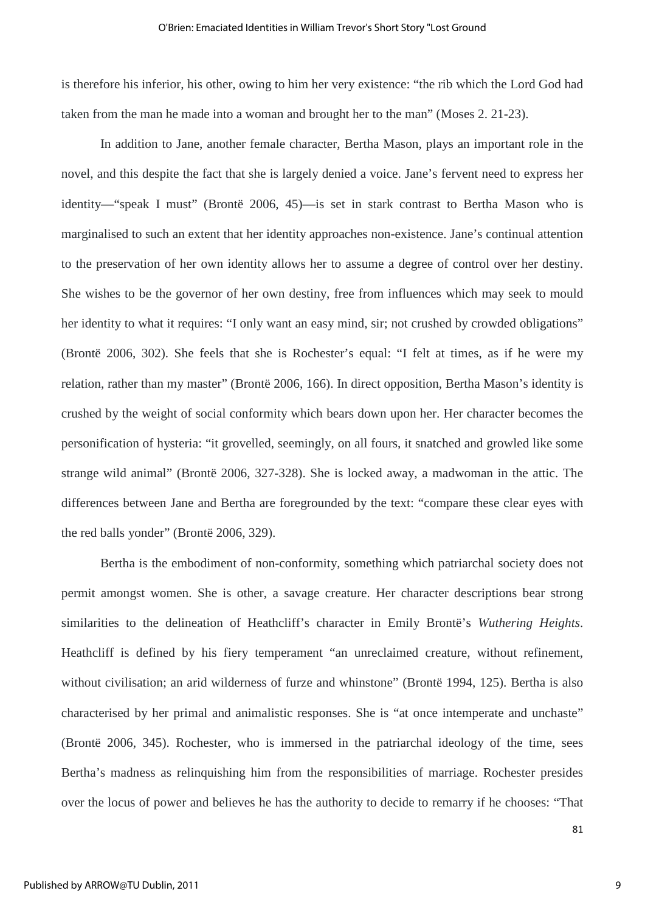is therefore his inferior, his other, owing to him her very existence: "the rib which the Lord God had taken from the man he made into a woman and brought her to the man" (Moses 2. 21-23).

In addition to Jane, another female character, Bertha Mason, plays an important role in the novel, and this despite the fact that she is largely denied a voice. Jane's fervent need to express her identity—"speak I must" (Brontë 2006, 45)—is set in stark contrast to Bertha Mason who is marginalised to such an extent that her identity approaches non-existence. Jane's continual attention to the preservation of her own identity allows her to assume a degree of control over her destiny. She wishes to be the governor of her own destiny, free from influences which may seek to mould her identity to what it requires: "I only want an easy mind, sir; not crushed by crowded obligations" (Brontë 2006, 302). She feels that she is Rochester's equal: "I felt at times, as if he were my relation, rather than my master" (Brontë 2006, 166). In direct opposition, Bertha Mason's identity is crushed by the weight of social conformity which bears down upon her. Her character becomes the personification of hysteria: "it grovelled, seemingly, on all fours, it snatched and growled like some strange wild animal" (Brontë 2006, 327-328). She is locked away, a madwoman in the attic. The differences between Jane and Bertha are foregrounded by the text: "compare these clear eyes with the red balls yonder" (Brontë 2006, 329).

Bertha is the embodiment of non-conformity, something which patriarchal society does not permit amongst women. She is other, a savage creature. Her character descriptions bear strong similarities to the delineation of Heathcliff's character in Emily Brontë's *Wuthering Heights*. Heathcliff is defined by his fiery temperament "an unreclaimed creature, without refinement, without civilisation; an arid wilderness of furze and whinstone" (Brontë 1994, 125). Bertha is also characterised by her primal and animalistic responses. She is "at once intemperate and unchaste" (Brontë 2006, 345). Rochester, who is immersed in the patriarchal ideology of the time, sees Bertha's madness as relinquishing him from the responsibilities of marriage. Rochester presides over the locus of power and believes he has the authority to decide to remarry if he chooses: "That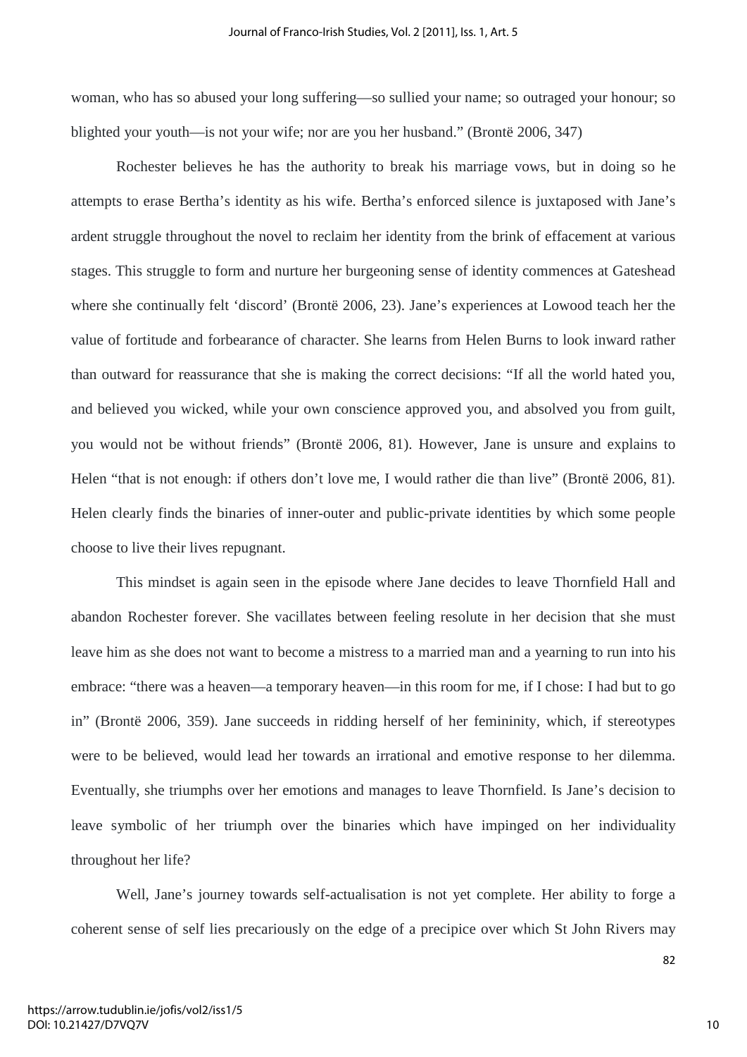woman, who has so abused your long suffering—so sullied your name; so outraged your honour; so blighted your youth—is not your wife; nor are you her husband." (Brontë 2006, 347)

Rochester believes he has the authority to break his marriage vows, but in doing so he attempts to erase Bertha's identity as his wife. Bertha's enforced silence is juxtaposed with Jane's ardent struggle throughout the novel to reclaim her identity from the brink of effacement at various stages. This struggle to form and nurture her burgeoning sense of identity commences at Gateshead where she continually felt 'discord' (Brontë 2006, 23). Jane's experiences at Lowood teach her the value of fortitude and forbearance of character. She learns from Helen Burns to look inward rather than outward for reassurance that she is making the correct decisions: "If all the world hated you, and believed you wicked, while your own conscience approved you, and absolved you from guilt, you would not be without friends" (Brontë 2006, 81). However, Jane is unsure and explains to Helen "that is not enough: if others don't love me, I would rather die than live" (Brontë 2006, 81). Helen clearly finds the binaries of inner-outer and public-private identities by which some people choose to live their lives repugnant.

This mindset is again seen in the episode where Jane decides to leave Thornfield Hall and abandon Rochester forever. She vacillates between feeling resolute in her decision that she must leave him as she does not want to become a mistress to a married man and a yearning to run into his embrace: "there was a heaven—a temporary heaven—in this room for me, if I chose: I had but to go in" (Brontë 2006, 359). Jane succeeds in ridding herself of her femininity, which, if stereotypes were to be believed, would lead her towards an irrational and emotive response to her dilemma. Eventually, she triumphs over her emotions and manages to leave Thornfield. Is Jane's decision to leave symbolic of her triumph over the binaries which have impinged on her individuality throughout her life?

Well, Jane's journey towards self-actualisation is not yet complete. Her ability to forge a coherent sense of self lies precariously on the edge of a precipice over which St John Rivers may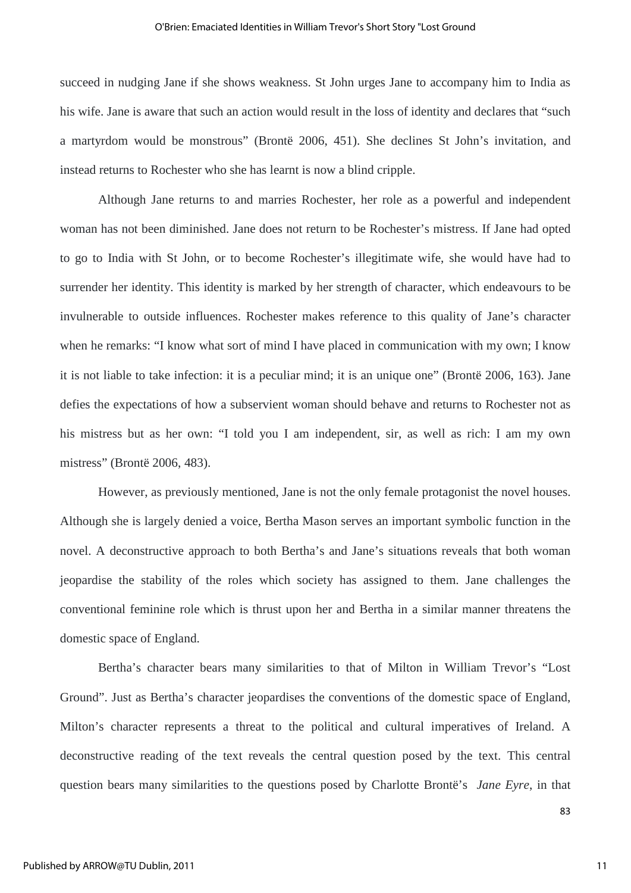succeed in nudging Jane if she shows weakness. St John urges Jane to accompany him to India as his wife. Jane is aware that such an action would result in the loss of identity and declares that "such a martyrdom would be monstrous" (Brontë 2006, 451). She declines St John's invitation, and instead returns to Rochester who she has learnt is now a blind cripple.

Although Jane returns to and marries Rochester, her role as a powerful and independent woman has not been diminished. Jane does not return to be Rochester's mistress. If Jane had opted to go to India with St John, or to become Rochester's illegitimate wife, she would have had to surrender her identity. This identity is marked by her strength of character, which endeavours to be invulnerable to outside influences. Rochester makes reference to this quality of Jane's character when he remarks: "I know what sort of mind I have placed in communication with my own; I know it is not liable to take infection: it is a peculiar mind; it is an unique one" (Brontë 2006, 163). Jane defies the expectations of how a subservient woman should behave and returns to Rochester not as his mistress but as her own: "I told you I am independent, sir, as well as rich: I am my own mistress" (Brontë 2006, 483).

However, as previously mentioned, Jane is not the only female protagonist the novel houses. Although she is largely denied a voice, Bertha Mason serves an important symbolic function in the novel. A deconstructive approach to both Bertha's and Jane's situations reveals that both woman jeopardise the stability of the roles which society has assigned to them. Jane challenges the conventional feminine role which is thrust upon her and Bertha in a similar manner threatens the domestic space of England.

Bertha's character bears many similarities to that of Milton in William Trevor's "Lost Ground". Just as Bertha's character jeopardises the conventions of the domestic space of England, Milton's character represents a threat to the political and cultural imperatives of Ireland. A deconstructive reading of the text reveals the central question posed by the text. This central question bears many similarities to the questions posed by Charlotte Brontë's *Jane Eyre*, in that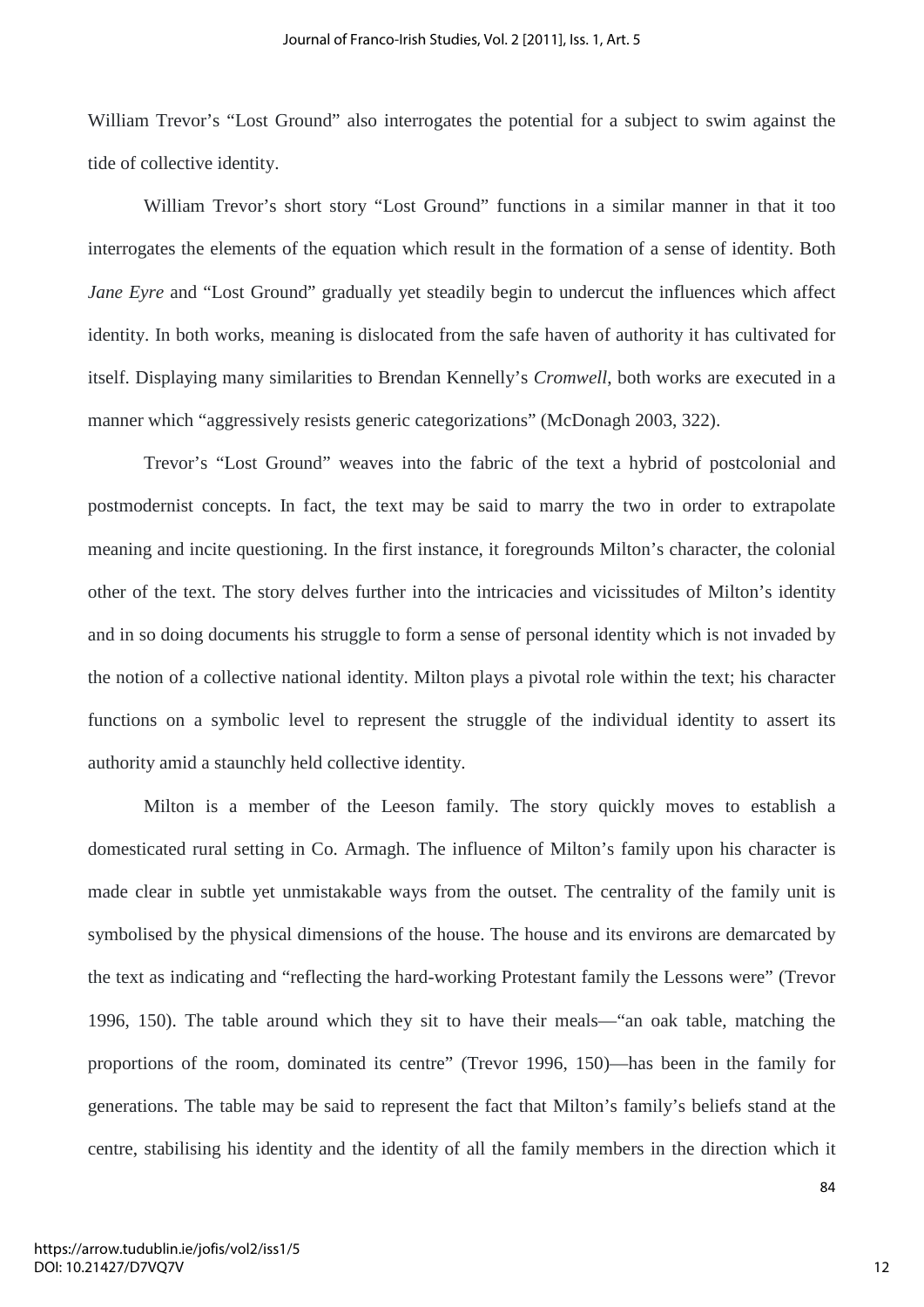William Trevor's "Lost Ground" also interrogates the potential for a subject to swim against the tide of collective identity.

William Trevor's short story "Lost Ground" functions in a similar manner in that it too interrogates the elements of the equation which result in the formation of a sense of identity. Both *Jane Eyre* and "Lost Ground" gradually yet steadily begin to undercut the influences which affect identity. In both works, meaning is dislocated from the safe haven of authority it has cultivated for itself. Displaying many similarities to Brendan Kennelly's *Cromwell*, both works are executed in a manner which "aggressively resists generic categorizations" (McDonagh 2003, 322).

Trevor's "Lost Ground" weaves into the fabric of the text a hybrid of postcolonial and postmodernist concepts. In fact, the text may be said to marry the two in order to extrapolate meaning and incite questioning. In the first instance, it foregrounds Milton's character, the colonial other of the text. The story delves further into the intricacies and vicissitudes of Milton's identity and in so doing documents his struggle to form a sense of personal identity which is not invaded by the notion of a collective national identity. Milton plays a pivotal role within the text; his character functions on a symbolic level to represent the struggle of the individual identity to assert its authority amid a staunchly held collective identity.

Milton is a member of the Leeson family. The story quickly moves to establish a domesticated rural setting in Co. Armagh. The influence of Milton's family upon his character is made clear in subtle yet unmistakable ways from the outset. The centrality of the family unit is symbolised by the physical dimensions of the house. The house and its environs are demarcated by the text as indicating and "reflecting the hard-working Protestant family the Lessons were" (Trevor 1996, 150). The table around which they sit to have their meals—"an oak table, matching the proportions of the room, dominated its centre" (Trevor 1996, 150)—has been in the family for generations. The table may be said to represent the fact that Milton's family's beliefs stand at the centre, stabilising his identity and the identity of all the family members in the direction which it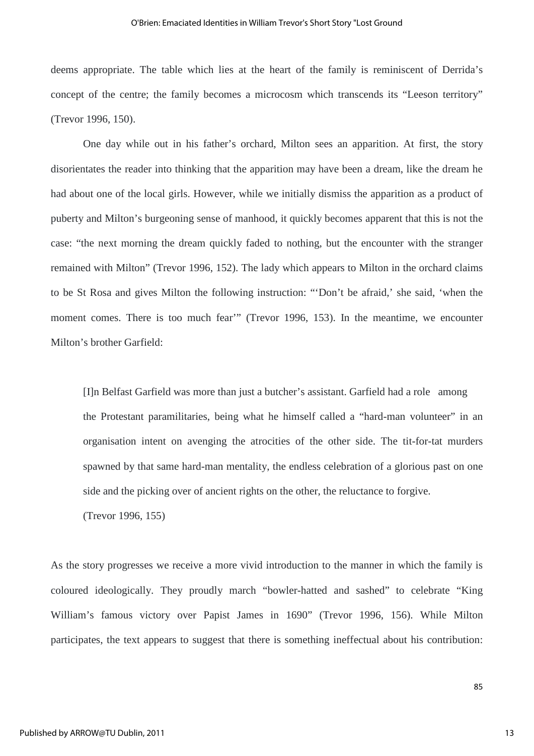deems appropriate. The table which lies at the heart of the family is reminiscent of Derrida's concept of the centre; the family becomes a microcosm which transcends its "Leeson territory" (Trevor 1996, 150).

One day while out in his father's orchard, Milton sees an apparition. At first, the story disorientates the reader into thinking that the apparition may have been a dream, like the dream he had about one of the local girls. However, while we initially dismiss the apparition as a product of puberty and Milton's burgeoning sense of manhood, it quickly becomes apparent that this is not the case: "the next morning the dream quickly faded to nothing, but the encounter with the stranger remained with Milton" (Trevor 1996, 152). The lady which appears to Milton in the orchard claims to be St Rosa and gives Milton the following instruction: "'Don't be afraid,' she said, 'when the moment comes. There is too much fear'" (Trevor 1996, 153). In the meantime, we encounter Milton's brother Garfield:

> [I]n Belfast Garfield was more than just a butcher's assistant. Garfield had a role among the Protestant paramilitaries, being what he himself called a "hard-man volunteer" in an organisation intent on avenging the atrocities of the other side. The tit-for-tat murders spawned by that same hard-man mentality, the endless celebration of a glorious past on one side and the picking over of ancient rights on the other, the reluctance to forgive.
>
> (Trevor 1996, 155)

As the story progresses we receive a more vivid introduction to the manner in which the family is coloured ideologically. They proudly march "bowler-hatted and sashed" to celebrate "King William's famous victory over Papist James in 1690" (Trevor 1996, 156). While Milton participates, the text appears to suggest that there is something ineffectual about his contribution: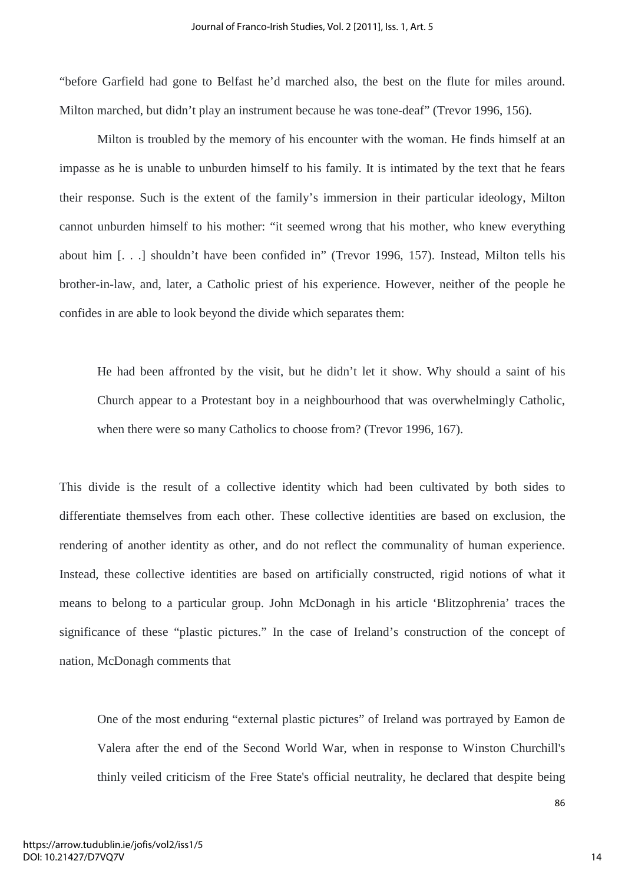"before Garfield had gone to Belfast he'd marched also, the best on the flute for miles around. Milton marched, but didn't play an instrument because he was tone-deaf" (Trevor 1996, 156).

Milton is troubled by the memory of his encounter with the woman. He finds himself at an impasse as he is unable to unburden himself to his family. It is intimated by the text that he fears their response. Such is the extent of the family's immersion in their particular ideology, Milton cannot unburden himself to his mother: "it seemed wrong that his mother, who knew everything about him [. . .] shouldn't have been confided in" (Trevor 1996, 157). Instead, Milton tells his brother-in-law, and, later, a Catholic priest of his experience. However, neither of the people he confides in are able to look beyond the divide which separates them:

> He had been affronted by the visit, but he didn't let it show. Why should a saint of his Church appear to a Protestant boy in a neighbourhood that was overwhelmingly Catholic, when there were so many Catholics to choose from? (Trevor 1996, 167).

This divide is the result of a collective identity which had been cultivated by both sides to differentiate themselves from each other. These collective identities are based on exclusion, the rendering of another identity as other, and do not reflect the communality of human experience. Instead, these collective identities are based on artificially constructed, rigid notions of what it means to belong to a particular group. John McDonagh in his article 'Blitzophrenia' traces the significance of these "plastic pictures." In the case of Ireland's construction of the concept of nation, McDonagh comments that

> One of the most enduring "external plastic pictures" of Ireland was portrayed by Eamon de Valera after the end of the Second World War, when in response to Winston Churchill's thinly veiled criticism of the Free State's official neutrality, he declared that despite being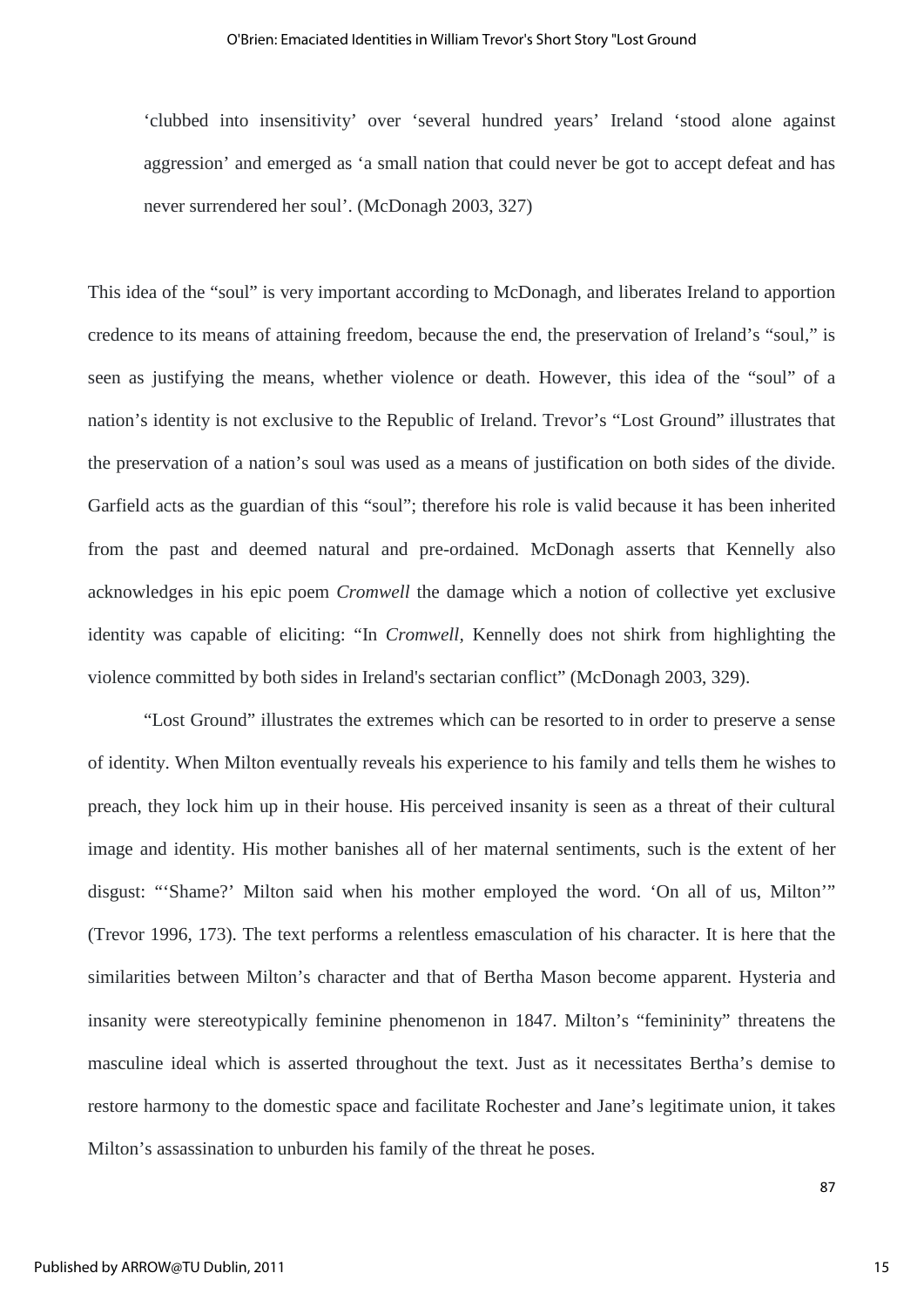> 'clubbed into insensitivity' over 'several hundred years' Ireland 'stood alone against aggression' and emerged as 'a small nation that could never be got to accept defeat and has never surrendered her soul'. (McDonagh 2003, 327)

This idea of the "soul" is very important according to McDonagh, and liberates Ireland to apportion credence to its means of attaining freedom, because the end, the preservation of Ireland's "soul," is seen as justifying the means, whether violence or death. However, this idea of the "soul" of a nation's identity is not exclusive to the Republic of Ireland. Trevor's "Lost Ground" illustrates that the preservation of a nation's soul was used as a means of justification on both sides of the divide. Garfield acts as the guardian of this "soul"; therefore his role is valid because it has been inherited from the past and deemed natural and pre-ordained. McDonagh asserts that Kennelly also acknowledges in his epic poem *Cromwell* the damage which a notion of collective yet exclusive identity was capable of eliciting: "In *Cromwell*, Kennelly does not shirk from highlighting the violence committed by both sides in Ireland's sectarian conflict" (McDonagh 2003, 329).

"Lost Ground" illustrates the extremes which can be resorted to in order to preserve a sense of identity. When Milton eventually reveals his experience to his family and tells them he wishes to preach, they lock him up in their house. His perceived insanity is seen as a threat of their cultural image and identity. His mother banishes all of her maternal sentiments, such is the extent of her disgust: "'Shame?' Milton said when his mother employed the word. 'On all of us, Milton'" (Trevor 1996, 173). The text performs a relentless emasculation of his character. It is here that the similarities between Milton's character and that of Bertha Mason become apparent. Hysteria and insanity were stereotypically feminine phenomenon in 1847. Milton's "femininity" threatens the masculine ideal which is asserted throughout the text. Just as it necessitates Bertha's demise to restore harmony to the domestic space and facilitate Rochester and Jane's legitimate union, it takes Milton's assassination to unburden his family of the threat he poses.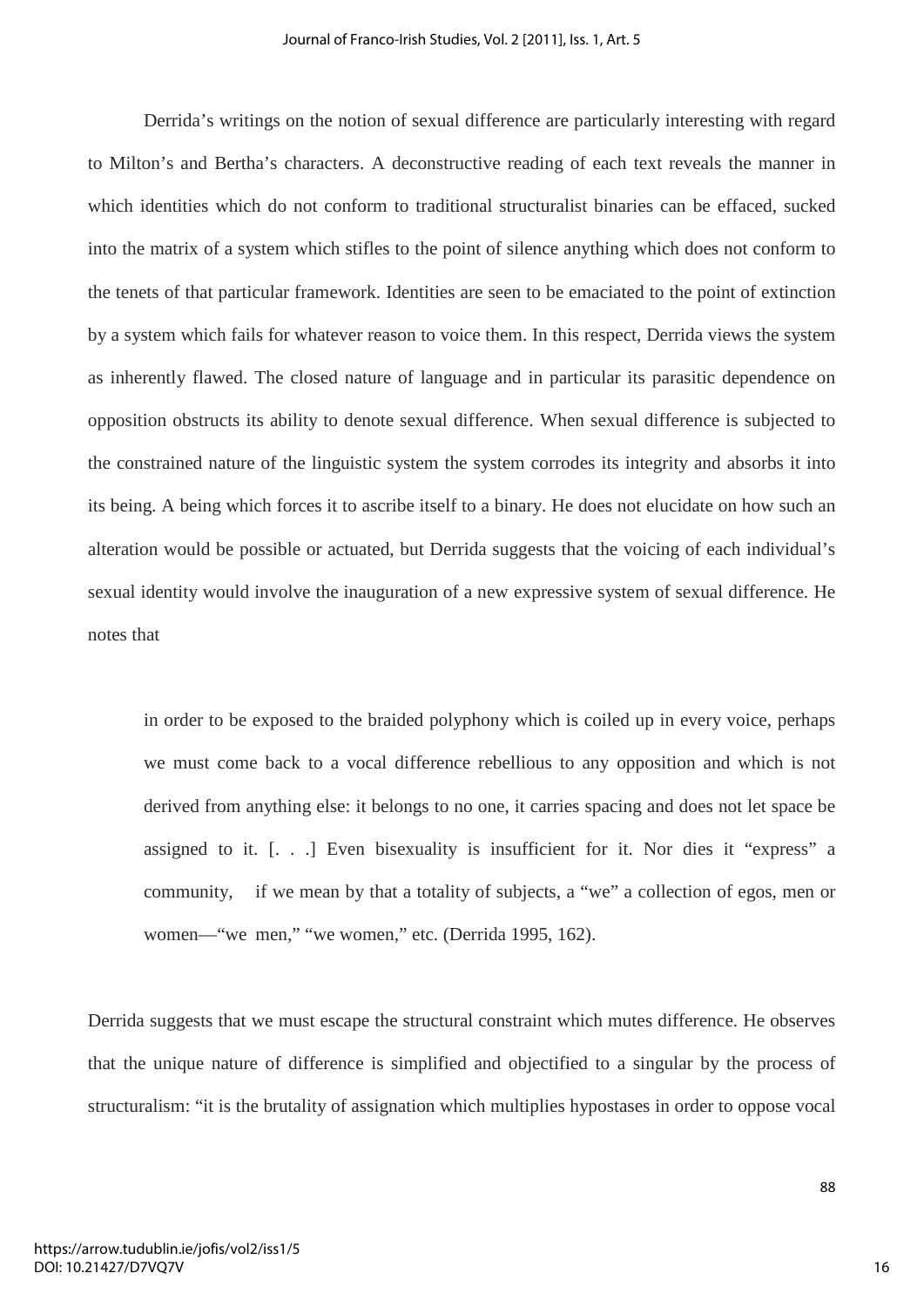Derrida's writings on the notion of sexual difference are particularly interesting with regard to Milton's and Bertha's characters. A deconstructive reading of each text reveals the manner in which identities which do not conform to traditional structuralist binaries can be effaced, sucked into the matrix of a system which stifles to the point of silence anything which does not conform to the tenets of that particular framework. Identities are seen to be emaciated to the point of extinction by a system which fails for whatever reason to voice them. In this respect, Derrida views the system as inherently flawed. The closed nature of language and in particular its parasitic dependence on opposition obstructs its ability to denote sexual difference. When sexual difference is subjected to the constrained nature of the linguistic system the system corrodes its integrity and absorbs it into its being. A being which forces it to ascribe itself to a binary. He does not elucidate on how such an alteration would be possible or actuated, but Derrida suggests that the voicing of each individual's sexual identity would involve the inauguration of a new expressive system of sexual difference. He notes that

> in order to be exposed to the braided polyphony which is coiled up in every voice, perhaps we must come back to a vocal difference rebellious to any opposition and which is not derived from anything else: it belongs to no one, it carries spacing and does not let space be assigned to it. [. . .] Even bisexuality is insufficient for it. Nor dies it "express" a community, if we mean by that a totality of subjects, a "we" a collection of egos, men or women—"we men," "we women," etc. (Derrida 1995, 162).

Derrida suggests that we must escape the structural constraint which mutes difference. He observes that the unique nature of difference is simplified and objectified to a singular by the process of structuralism: "it is the brutality of assignation which multiplies hypostases in order to oppose vocal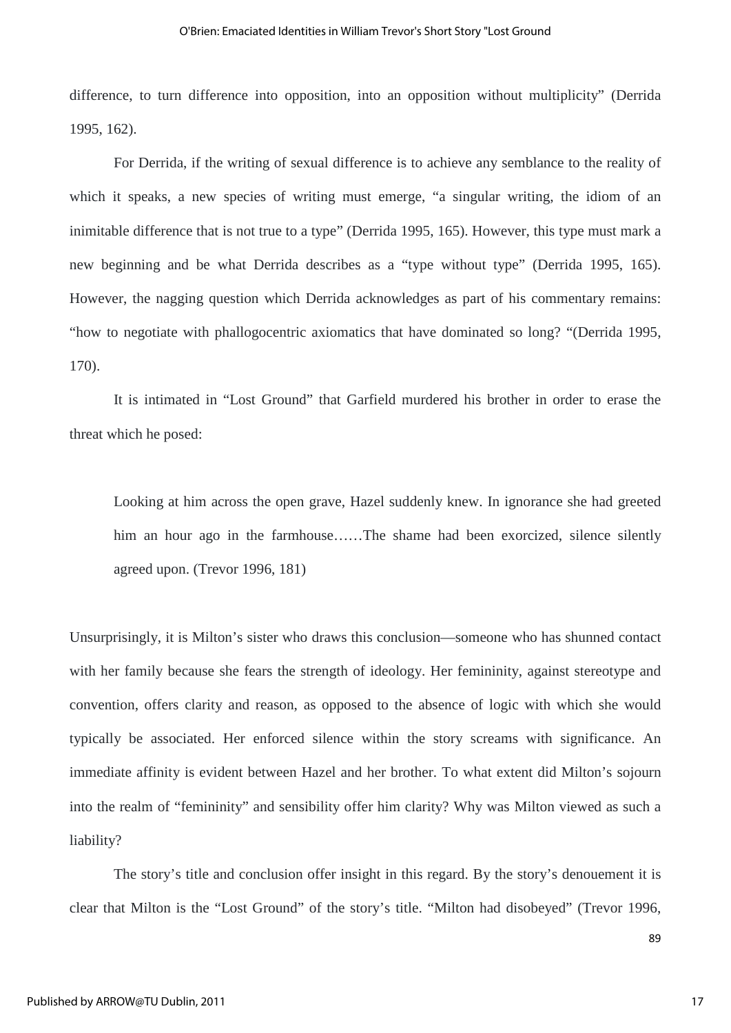difference, to turn difference into opposition, into an opposition without multiplicity" (Derrida 1995, 162).

For Derrida, if the writing of sexual difference is to achieve any semblance to the reality of which it speaks, a new species of writing must emerge, "a singular writing, the idiom of an inimitable difference that is not true to a type" (Derrida 1995, 165). However, this type must mark a new beginning and be what Derrida describes as a "type without type" (Derrida 1995, 165). However, the nagging question which Derrida acknowledges as part of his commentary remains: "how to negotiate with phallogocentric axiomatics that have dominated so long? "(Derrida 1995, 170).

It is intimated in "Lost Ground" that Garfield murdered his brother in order to erase the threat which he posed:

> Looking at him across the open grave, Hazel suddenly knew. In ignorance she had greeted him an hour ago in the farmhouse……The shame had been exorcized, silence silently agreed upon. (Trevor 1996, 181)

Unsurprisingly, it is Milton's sister who draws this conclusion—someone who has shunned contact with her family because she fears the strength of ideology. Her femininity, against stereotype and convention, offers clarity and reason, as opposed to the absence of logic with which she would typically be associated. Her enforced silence within the story screams with significance. An immediate affinity is evident between Hazel and her brother. To what extent did Milton's sojourn into the realm of "femininity" and sensibility offer him clarity? Why was Milton viewed as such a liability?

The story's title and conclusion offer insight in this regard. By the story's denouement it is clear that Milton is the "Lost Ground" of the story's title. "Milton had disobeyed" (Trevor 1996,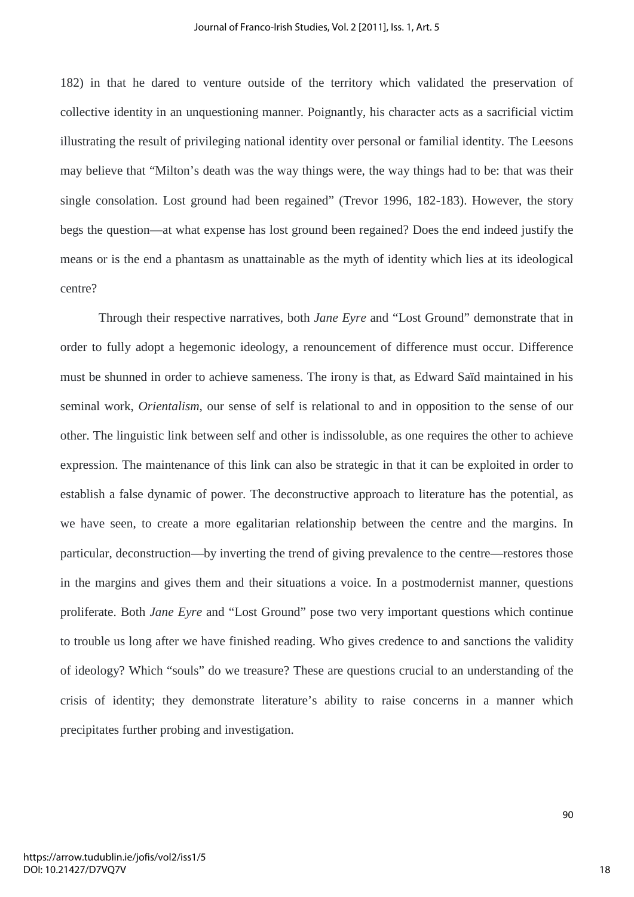182) in that he dared to venture outside of the territory which validated the preservation of collective identity in an unquestioning manner. Poignantly, his character acts as a sacrificial victim illustrating the result of privileging national identity over personal or familial identity. The Leesons may believe that "Milton's death was the way things were, the way things had to be: that was their single consolation. Lost ground had been regained" (Trevor 1996, 182-183). However, the story begs the question—at what expense has lost ground been regained? Does the end indeed justify the means or is the end a phantasm as unattainable as the myth of identity which lies at its ideological centre?

Through their respective narratives, both *Jane Eyre* and "Lost Ground" demonstrate that in order to fully adopt a hegemonic ideology, a renouncement of difference must occur. Difference must be shunned in order to achieve sameness. The irony is that, as Edward Saïd maintained in his seminal work, *Orientalism*, our sense of self is relational to and in opposition to the sense of our other. The linguistic link between self and other is indissoluble, as one requires the other to achieve expression. The maintenance of this link can also be strategic in that it can be exploited in order to establish a false dynamic of power. The deconstructive approach to literature has the potential, as we have seen, to create a more egalitarian relationship between the centre and the margins. In particular, deconstruction—by inverting the trend of giving prevalence to the centre—restores those in the margins and gives them and their situations a voice. In a postmodernist manner, questions proliferate. Both *Jane Eyre* and "Lost Ground" pose two very important questions which continue to trouble us long after we have finished reading. Who gives credence to and sanctions the validity of ideology? Which "souls" do we treasure? These are questions crucial to an understanding of the crisis of identity; they demonstrate literature's ability to raise concerns in a manner which precipitates further probing and investigation.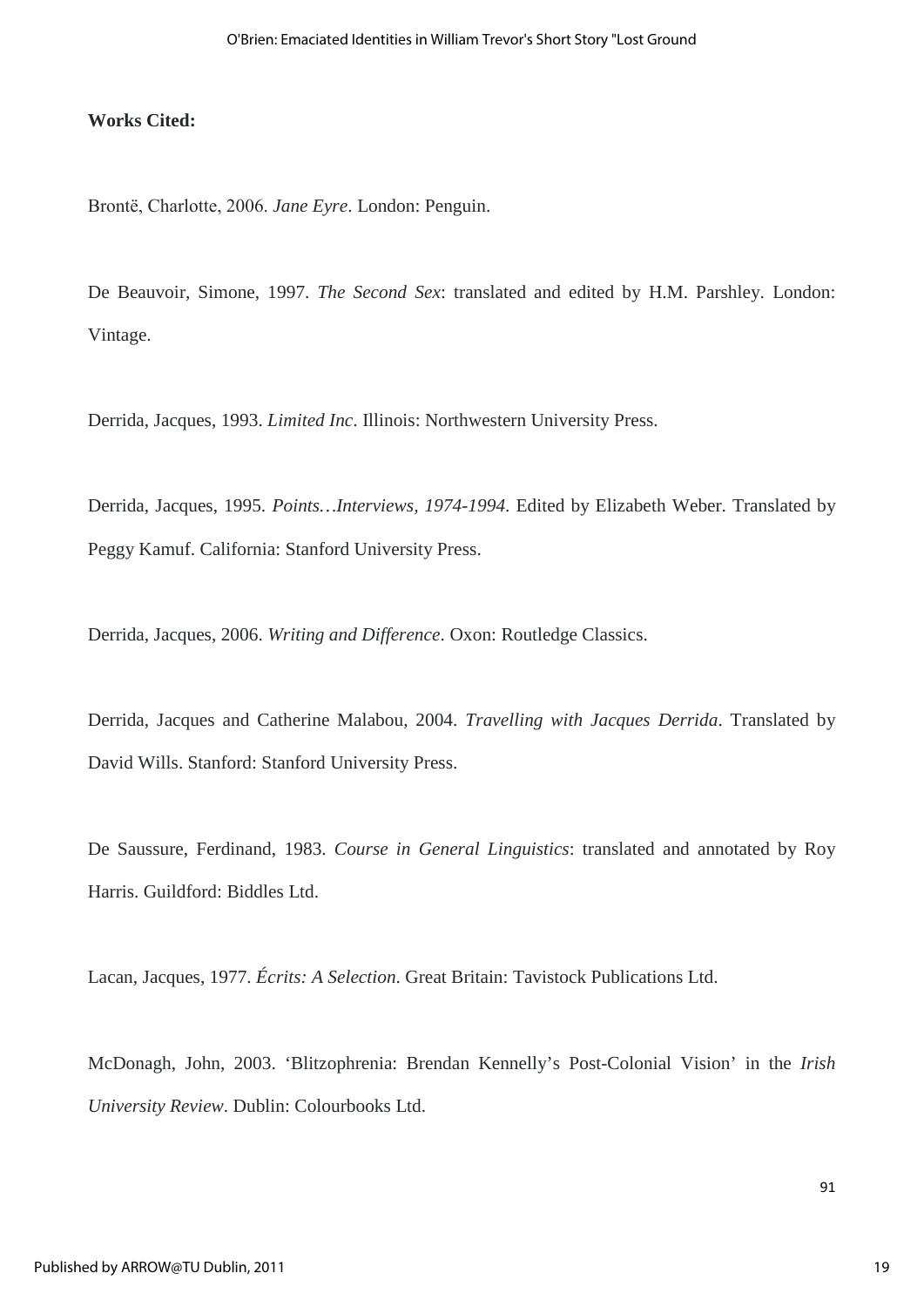**Works Cited:**

Brontë, Charlotte, 2006. *Jane Eyre*. London: Penguin.

De Beauvoir, Simone, 1997. *The Second Sex*: translated and edited by H.M. Parshley. London: Vintage.

Derrida, Jacques, 1993. *Limited Inc*. Illinois: Northwestern University Press.

Derrida, Jacques, 1995. *Points…Interviews, 1974-1994*. Edited by Elizabeth Weber. Translated by Peggy Kamuf. California: Stanford University Press.

Derrida, Jacques, 2006. *Writing and Difference*. Oxon: Routledge Classics.

Derrida, Jacques and Catherine Malabou, 2004. *Travelling with Jacques Derrida*. Translated by David Wills. Stanford: Stanford University Press.

De Saussure, Ferdinand, 1983. *Course in General Linguistics*: translated and annotated by Roy Harris. Guildford: Biddles Ltd.

Lacan, Jacques, 1977. *Écrits: A Selection*. Great Britain: Tavistock Publications Ltd.

McDonagh, John, 2003. 'Blitzophrenia: Brendan Kennelly's Post-Colonial Vision' in the *Irish University Review*. Dublin: Colourbooks Ltd.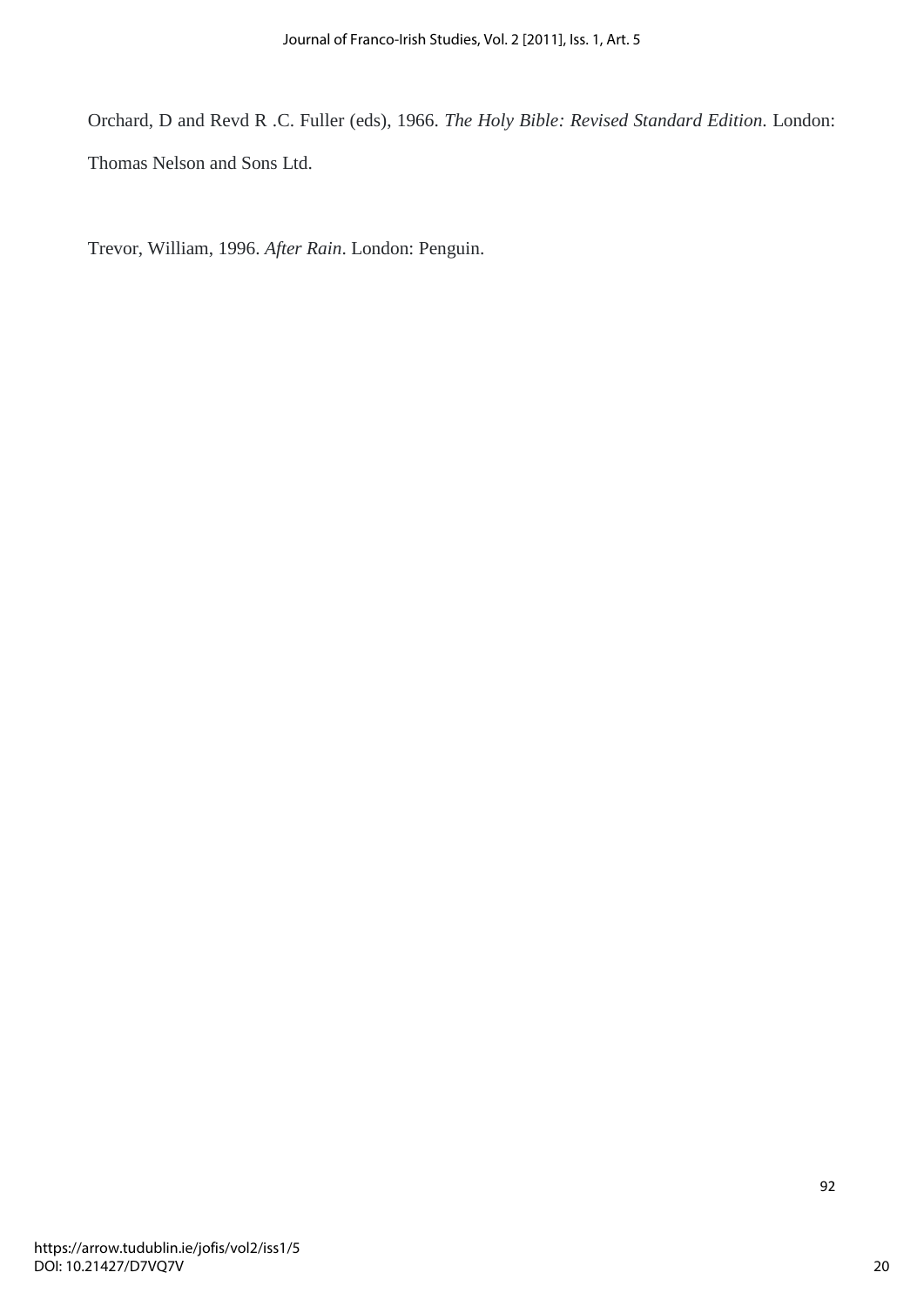Orchard, D and Revd R .C. Fuller (eds), 1966. *The Holy Bible: Revised Standard Edition*. London: Thomas Nelson and Sons Ltd.

Trevor, William, 1996. *After Rain*. London: Penguin.